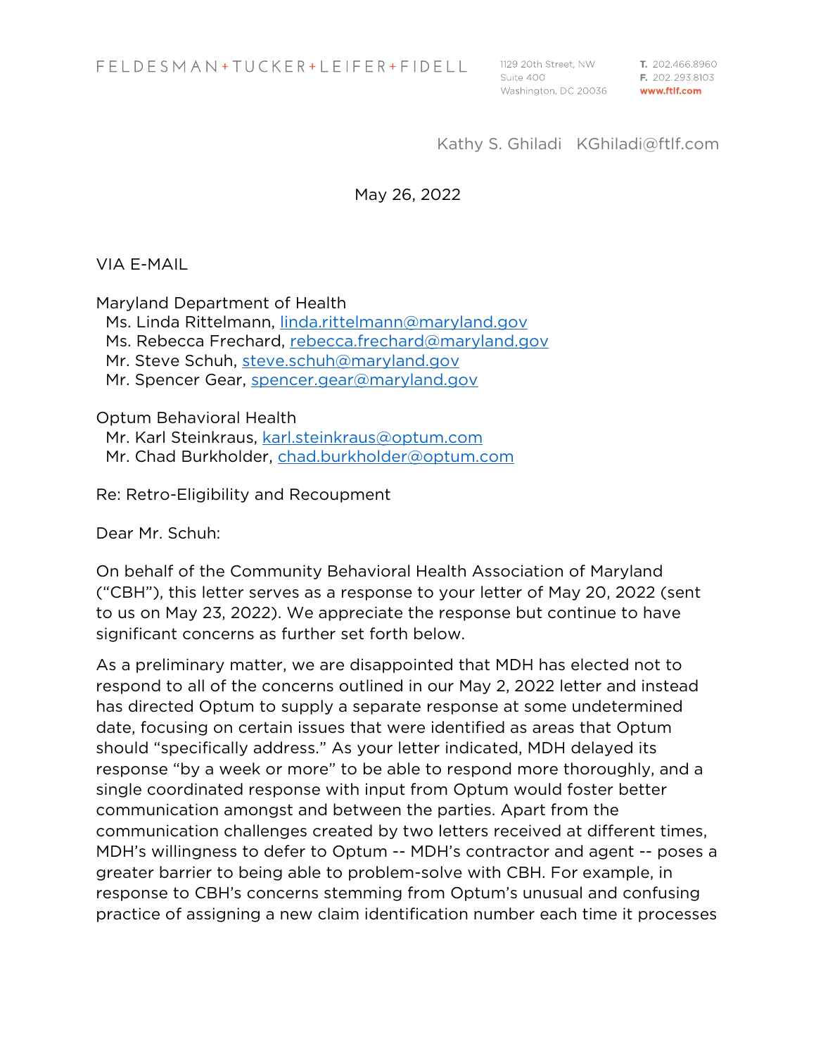FELDESMAN+TUCKER+LEIFER+FIDELL

1129 20th Street, NW
Suite 400
Washington, DC 20036

T. 202.466.8960
F. 202.293.8103
www.ftlf.com

Kathy S. Ghiladi KGhiladi@ftlf.com

May 26, 2022

VIA E-MAIL

Maryland Department of Health
Ms. Linda Rittelmann, linda.rittelmann@maryland.gov
Ms. Rebecca Frechard, rebecca.frechard@maryland.gov
Mr. Steve Schuh, steve.schuh@maryland.gov
Mr. Spencer Gear, spencer.gear@maryland.gov

Optum Behavioral Health
Mr. Karl Steinkraus, karl.steinkraus@optum.com
Mr. Chad Burkholder, chad.burkholder@optum.com

Re: Retro-Eligibility and Recoupment

Dear Mr. Schuh:

On behalf of the Community Behavioral Health Association of Maryland ("CBH"), this letter serves as a response to your letter of May 20, 2022 (sent to us on May 23, 2022). We appreciate the response but continue to have significant concerns as further set forth below.

As a preliminary matter, we are disappointed that MDH has elected not to respond to all of the concerns outlined in our May 2, 2022 letter and instead has directed Optum to supply a separate response at some undetermined date, focusing on certain issues that were identified as areas that Optum should "specifically address." As your letter indicated, MDH delayed its response "by a week or more" to be able to respond more thoroughly, and a single coordinated response with input from Optum would foster better communication amongst and between the parties. Apart from the communication challenges created by two letters received at different times, MDH's willingness to defer to Optum -- MDH's contractor and agent -- poses a greater barrier to being able to problem-solve with CBH. For example, in response to CBH's concerns stemming from Optum's unusual and confusing practice of assigning a new claim identification number each time it processes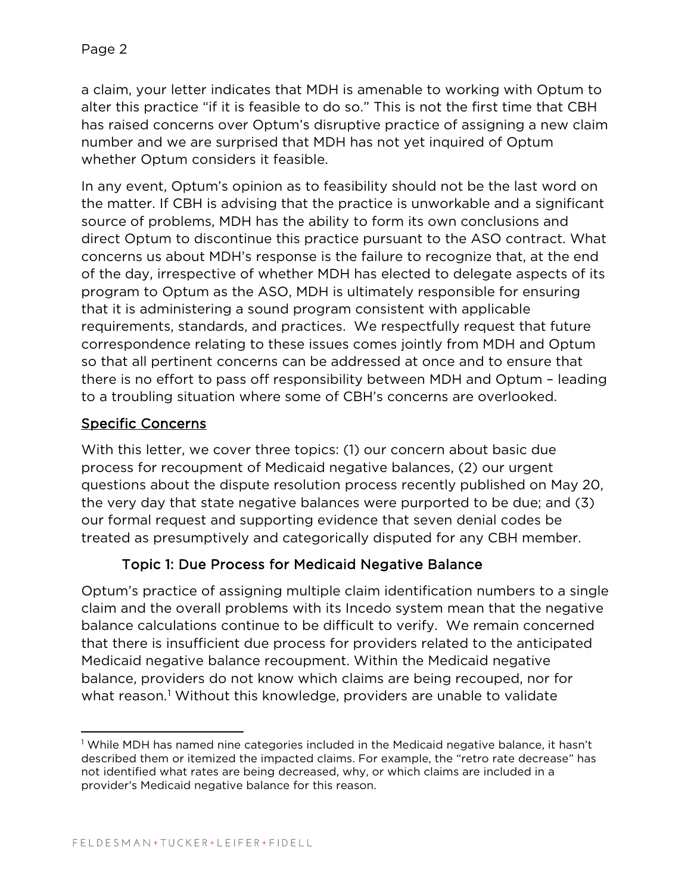a claim, your letter indicates that MDH is amenable to working with Optum to alter this practice "if it is feasible to do so." This is not the first time that CBH has raised concerns over Optum's disruptive practice of assigning a new claim number and we are surprised that MDH has not yet inquired of Optum whether Optum considers it feasible.

In any event, Optum's opinion as to feasibility should not be the last word on the matter. If CBH is advising that the practice is unworkable and a significant source of problems, MDH has the ability to form its own conclusions and direct Optum to discontinue this practice pursuant to the ASO contract. What concerns us about MDH's response is the failure to recognize that, at the end of the day, irrespective of whether MDH has elected to delegate aspects of its program to Optum as the ASO, MDH is ultimately responsible for ensuring that it is administering a sound program consistent with applicable requirements, standards, and practices. We respectfully request that future correspondence relating to these issues comes jointly from MDH and Optum so that all pertinent concerns can be addressed at once and to ensure that there is no effort to pass off responsibility between MDH and Optum – leading to a troubling situation where some of CBH's concerns are overlooked.

## Specific Concerns

With this letter, we cover three topics: (1) our concern about basic due process for recoupment of Medicaid negative balances, (2) our urgent questions about the dispute resolution process recently published on May 20, the very day that state negative balances were purported to be due; and (3) our formal request and supporting evidence that seven denial codes be treated as presumptively and categorically disputed for any CBH member.

### Topic 1: Due Process for Medicaid Negative Balance

Optum's practice of assigning multiple claim identification numbers to a single claim and the overall problems with its Incedo system mean that the negative balance calculations continue to be difficult to verify. We remain concerned that there is insufficient due process for providers related to the anticipated Medicaid negative balance recoupment. Within the Medicaid negative balance, providers do not know which claims are being recouped, nor for what reason.[1] Without this knowledge, providers are unable to validate

[1] While MDH has named nine categories included in the Medicaid negative balance, it hasn't described them or itemized the impacted claims. For example, the "retro rate decrease" has not identified what rates are being decreased, why, or which claims are included in a provider's Medicaid negative balance for this reason.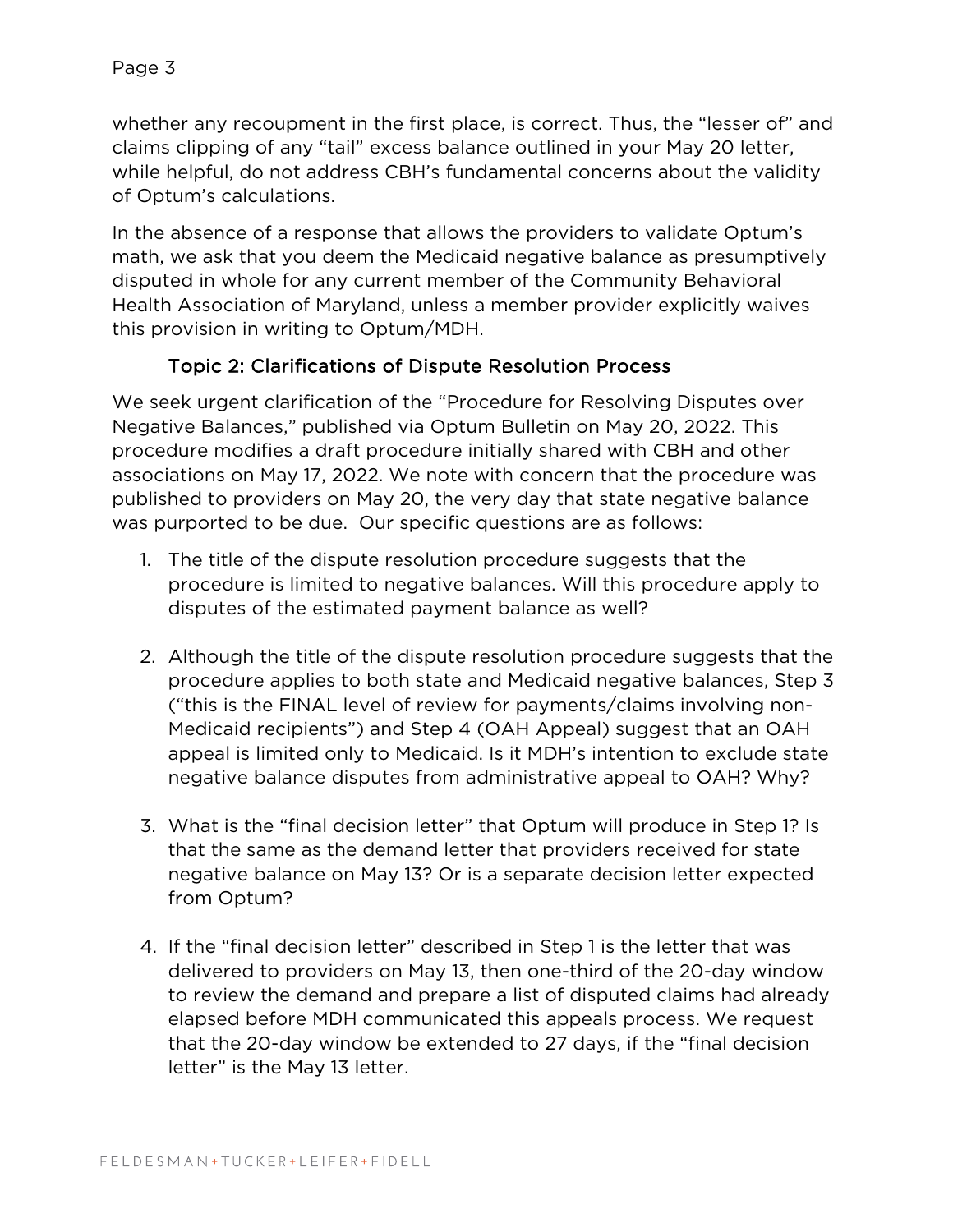whether any recoupment in the first place, is correct. Thus, the "lesser of" and claims clipping of any "tail" excess balance outlined in your May 20 letter, while helpful, do not address CBH's fundamental concerns about the validity of Optum's calculations.

In the absence of a response that allows the providers to validate Optum's math, we ask that you deem the Medicaid negative balance as presumptively disputed in whole for any current member of the Community Behavioral Health Association of Maryland, unless a member provider explicitly waives this provision in writing to Optum/MDH.

## Topic 2: Clarifications of Dispute Resolution Process

We seek urgent clarification of the "Procedure for Resolving Disputes over Negative Balances," published via Optum Bulletin on May 20, 2022. This procedure modifies a draft procedure initially shared with CBH and other associations on May 17, 2022. We note with concern that the procedure was published to providers on May 20, the very day that state negative balance was purported to be due. Our specific questions are as follows:

1. The title of the dispute resolution procedure suggests that the procedure is limited to negative balances. Will this procedure apply to disputes of the estimated payment balance as well?

2. Although the title of the dispute resolution procedure suggests that the procedure applies to both state and Medicaid negative balances, Step 3 ("this is the FINAL level of review for payments/claims involving non-Medicaid recipients") and Step 4 (OAH Appeal) suggest that an OAH appeal is limited only to Medicaid. Is it MDH's intention to exclude state negative balance disputes from administrative appeal to OAH? Why?

3. What is the "final decision letter" that Optum will produce in Step 1? Is that the same as the demand letter that providers received for state negative balance on May 13? Or is a separate decision letter expected from Optum?

4. If the "final decision letter" described in Step 1 is the letter that was delivered to providers on May 13, then one-third of the 20-day window to review the demand and prepare a list of disputed claims had already elapsed before MDH communicated this appeals process. We request that the 20-day window be extended to 27 days, if the "final decision letter" is the May 13 letter.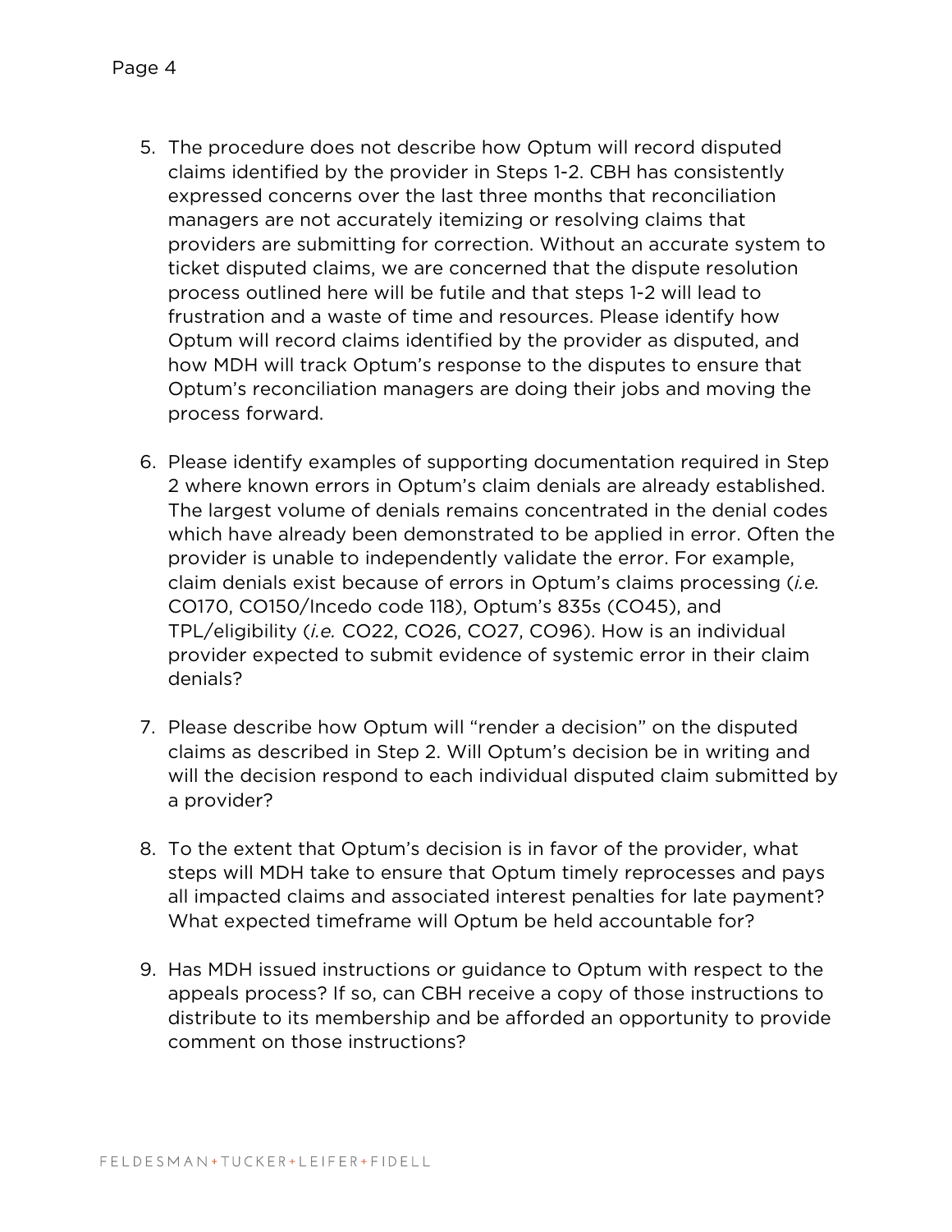5. The procedure does not describe how Optum will record disputed claims identified by the provider in Steps 1-2. CBH has consistently expressed concerns over the last three months that reconciliation managers are not accurately itemizing or resolving claims that providers are submitting for correction. Without an accurate system to ticket disputed claims, we are concerned that the dispute resolution process outlined here will be futile and that steps 1-2 will lead to frustration and a waste of time and resources. Please identify how Optum will record claims identified by the provider as disputed, and how MDH will track Optum's response to the disputes to ensure that Optum's reconciliation managers are doing their jobs and moving the process forward.

6. Please identify examples of supporting documentation required in Step 2 where known errors in Optum's claim denials are already established. The largest volume of denials remains concentrated in the denial codes which have already been demonstrated to be applied in error. Often the provider is unable to independently validate the error. For example, claim denials exist because of errors in Optum's claims processing (*i.e.* CO170, CO150/Incedo code 118), Optum's 835s (CO45), and TPL/eligibility (*i.e.* CO22, CO26, CO27, CO96). How is an individual provider expected to submit evidence of systemic error in their claim denials?

7. Please describe how Optum will "render a decision" on the disputed claims as described in Step 2. Will Optum's decision be in writing and will the decision respond to each individual disputed claim submitted by a provider?

8. To the extent that Optum's decision is in favor of the provider, what steps will MDH take to ensure that Optum timely reprocesses and pays all impacted claims and associated interest penalties for late payment? What expected timeframe will Optum be held accountable for?

9. Has MDH issued instructions or guidance to Optum with respect to the appeals process? If so, can CBH receive a copy of those instructions to distribute to its membership and be afforded an opportunity to provide comment on those instructions?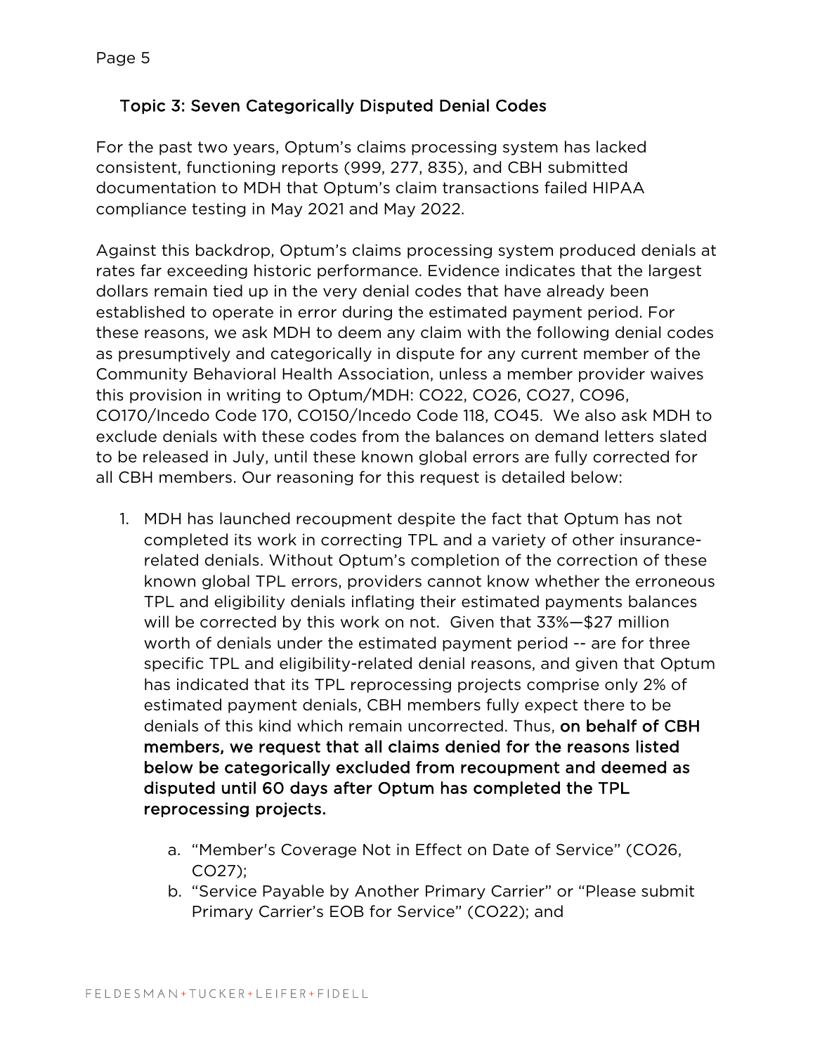### Topic 3: Seven Categorically Disputed Denial Codes

For the past two years, Optum's claims processing system has lacked consistent, functioning reports (999, 277, 835), and CBH submitted documentation to MDH that Optum's claim transactions failed HIPAA compliance testing in May 2021 and May 2022.

Against this backdrop, Optum's claims processing system produced denials at rates far exceeding historic performance. Evidence indicates that the largest dollars remain tied up in the very denial codes that have already been established to operate in error during the estimated payment period. For these reasons, we ask MDH to deem any claim with the following denial codes as presumptively and categorically in dispute for any current member of the Community Behavioral Health Association, unless a member provider waives this provision in writing to Optum/MDH: CO22, CO26, CO27, CO96, CO170/Incedo Code 170, CO150/Incedo Code 118, CO45. We also ask MDH to exclude denials with these codes from the balances on demand letters slated to be released in July, until these known global errors are fully corrected for all CBH members. Our reasoning for this request is detailed below:

1. MDH has launched recoupment despite the fact that Optum has not completed its work in correcting TPL and a variety of other insurance-related denials. Without Optum's completion of the correction of these known global TPL errors, providers cannot know whether the erroneous TPL and eligibility denials inflating their estimated payments balances will be corrected by this work on not. Given that 33%—$27 million worth of denials under the estimated payment period -- are for three specific TPL and eligibility-related denial reasons, and given that Optum has indicated that its TPL reprocessing projects comprise only 2% of estimated payment denials, CBH members fully expect there to be denials of this kind which remain uncorrected. Thus, **on behalf of CBH members, we request that all claims denied for the reasons listed below be categorically excluded from recoupment and deemed as disputed until 60 days after Optum has completed the TPL reprocessing projects.**

    a. "Member's Coverage Not in Effect on Date of Service" (CO26, CO27);

    b. "Service Payable by Another Primary Carrier" or "Please submit Primary Carrier's EOB for Service" (CO22); and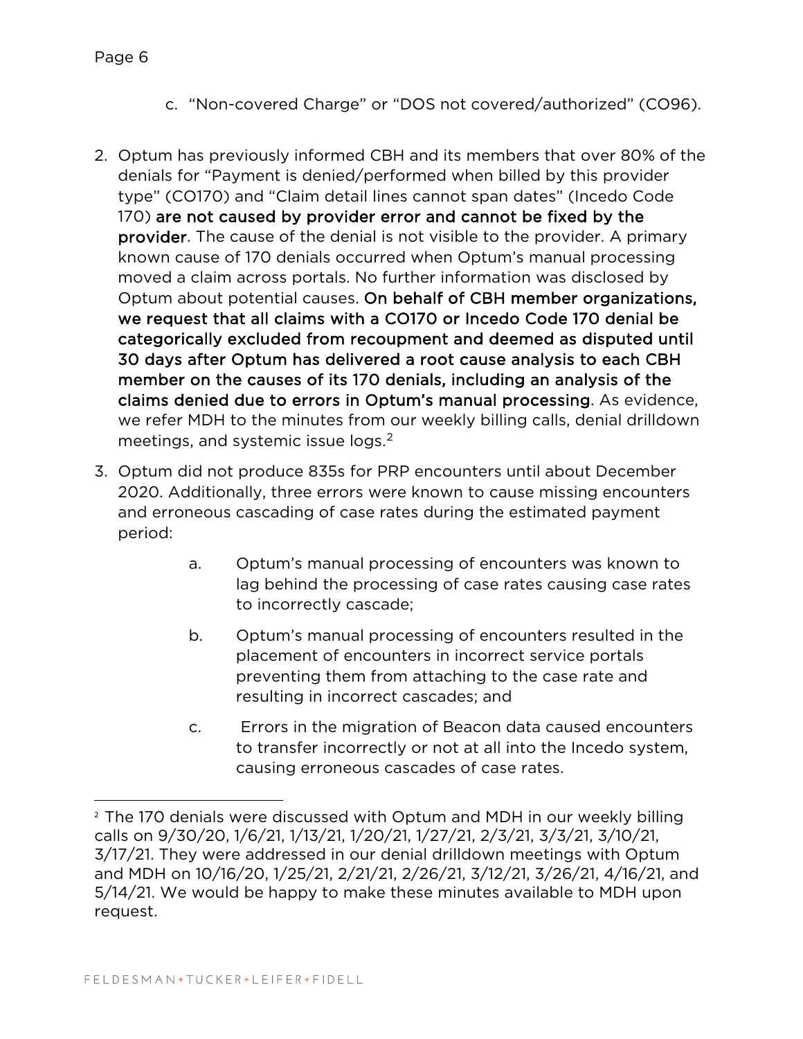c. "Non-covered Charge" or "DOS not covered/authorized" (CO96).

2. Optum has previously informed CBH and its members that over 80% of the denials for "Payment is denied/performed when billed by this provider type" (CO170) and "Claim detail lines cannot span dates" (Incedo Code 170) **are not caused by provider error and cannot be fixed by the provider**. The cause of the denial is not visible to the provider. A primary known cause of 170 denials occurred when Optum's manual processing moved a claim across portals. No further information was disclosed by Optum about potential causes. **On behalf of CBH member organizations, we request that all claims with a CO170 or Incedo Code 170 denial be categorically excluded from recoupment and deemed as disputed until 30 days after Optum has delivered a root cause analysis to each CBH member on the causes of its 170 denials, including an analysis of the claims denied due to errors in Optum's manual processing**. As evidence, we refer MDH to the minutes from our weekly billing calls, denial drilldown meetings, and systemic issue logs.[2]

3. Optum did not produce 835s for PRP encounters until about December 2020. Additionally, three errors were known to cause missing encounters and erroneous cascading of case rates during the estimated payment period:

   a. Optum's manual processing of encounters was known to lag behind the processing of case rates causing case rates to incorrectly cascade;

   b. Optum's manual processing of encounters resulted in the placement of encounters in incorrect service portals preventing them from attaching to the case rate and resulting in incorrect cascades; and

   c. Errors in the migration of Beacon data caused encounters to transfer incorrectly or not at all into the Incedo system, causing erroneous cascades of case rates.

---

[2] The 170 denials were discussed with Optum and MDH in our weekly billing calls on 9/30/20, 1/6/21, 1/13/21, 1/20/21, 1/27/21, 2/3/21, 3/3/21, 3/10/21, 3/17/21. They were addressed in our denial drilldown meetings with Optum and MDH on 10/16/20, 1/25/21, 2/21/21, 2/26/21, 3/12/21, 3/26/21, 4/16/21, and 5/14/21. We would be happy to make these minutes available to MDH upon request.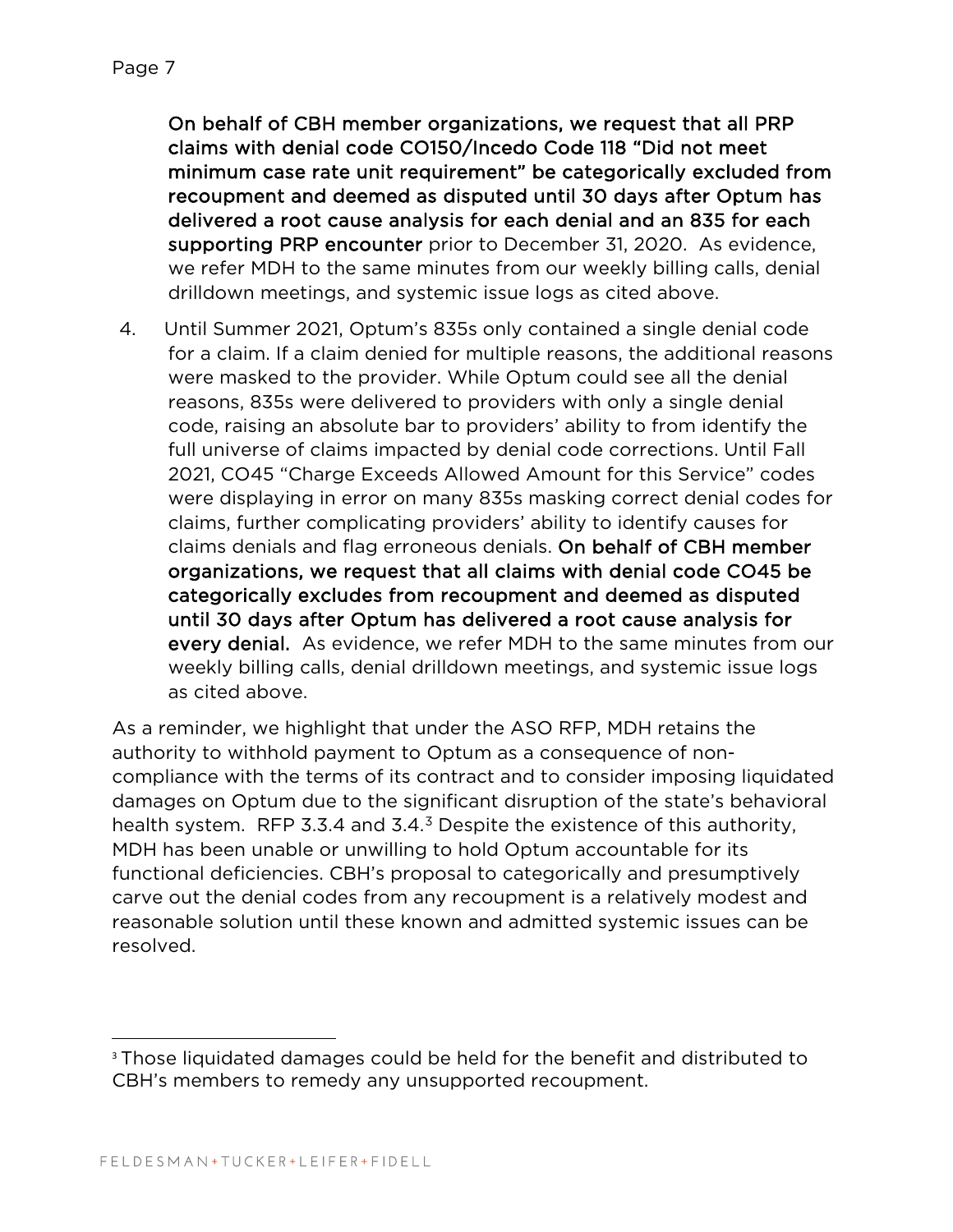**On behalf of CBH member organizations, we request that all PRP claims with denial code CO150/Incedo Code 118 "Did not meet minimum case rate unit requirement" be categorically excluded from recoupment and deemed as disputed until 30 days after Optum has delivered a root cause analysis for each denial and an 835 for each supporting PRP encounter** prior to December 31, 2020. As evidence, we refer MDH to the same minutes from our weekly billing calls, denial drilldown meetings, and systemic issue logs as cited above.

4. Until Summer 2021, Optum's 835s only contained a single denial code for a claim. If a claim denied for multiple reasons, the additional reasons were masked to the provider. While Optum could see all the denial reasons, 835s were delivered to providers with only a single denial code, raising an absolute bar to providers' ability to from identify the full universe of claims impacted by denial code corrections. Until Fall 2021, CO45 "Charge Exceeds Allowed Amount for this Service" codes were displaying in error on many 835s masking correct denial codes for claims, further complicating providers' ability to identify causes for claims denials and flag erroneous denials. **On behalf of CBH member organizations, we request that all claims with denial code CO45 be categorically excludes from recoupment and deemed as disputed until 30 days after Optum has delivered a root cause analysis for every denial.** As evidence, we refer MDH to the same minutes from our weekly billing calls, denial drilldown meetings, and systemic issue logs as cited above.

As a reminder, we highlight that under the ASO RFP, MDH retains the authority to withhold payment to Optum as a consequence of non-compliance with the terms of its contract and to consider imposing liquidated damages on Optum due to the significant disruption of the state's behavioral health system. RFP 3.3.4 and 3.4.[3] Despite the existence of this authority, MDH has been unable or unwilling to hold Optum accountable for its functional deficiencies. CBH's proposal to categorically and presumptively carve out the denial codes from any recoupment is a relatively modest and reasonable solution until these known and admitted systemic issues can be resolved.

---

[3] Those liquidated damages could be held for the benefit and distributed to CBH's members to remedy any unsupported recoupment.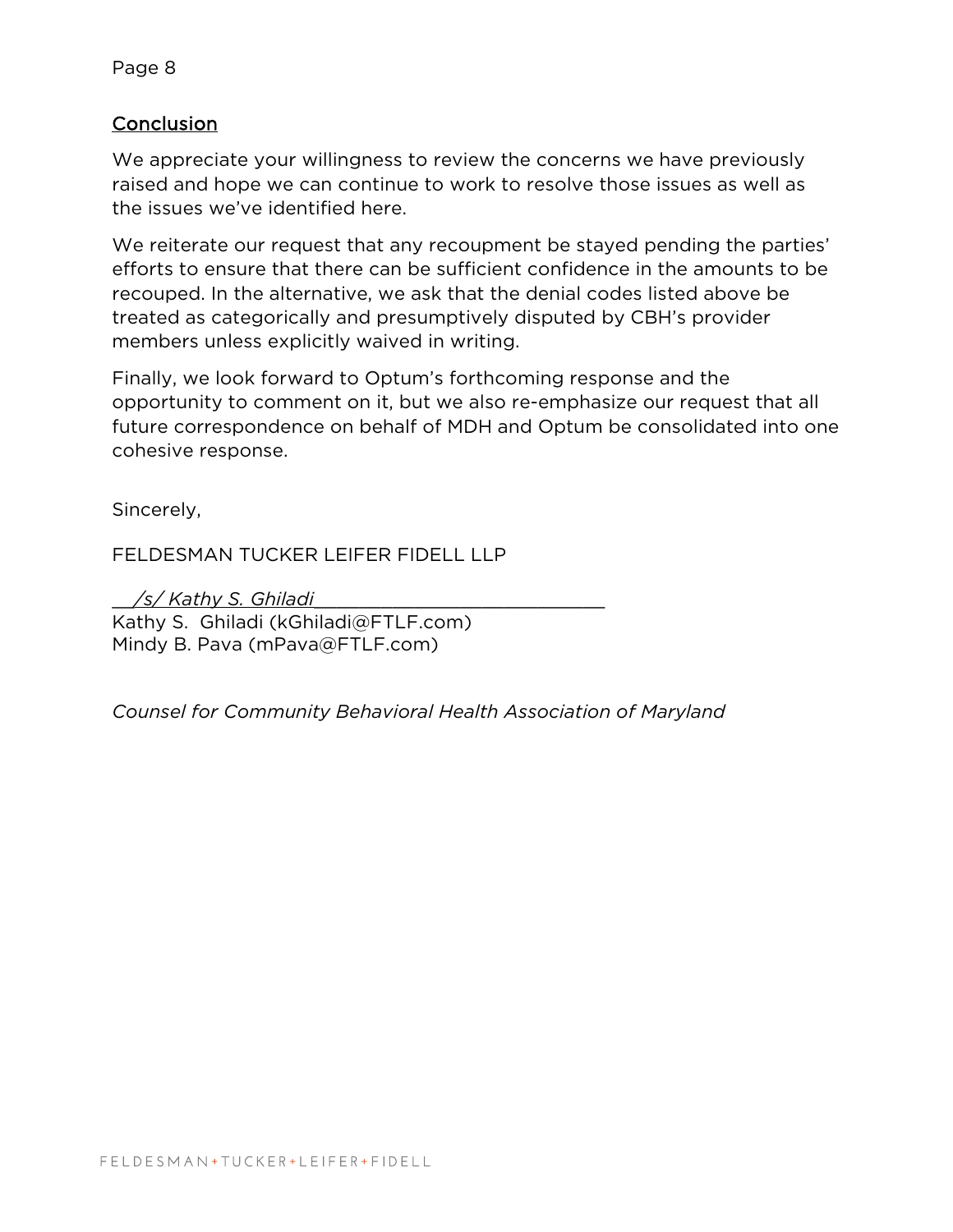## Conclusion

We appreciate your willingness to review the concerns we have previously raised and hope we can continue to work to resolve those issues as well as the issues we've identified here.

We reiterate our request that any recoupment be stayed pending the parties' efforts to ensure that there can be sufficient confidence in the amounts to be recouped. In the alternative, we ask that the denial codes listed above be treated as categorically and presumptively disputed by CBH's provider members unless explicitly waived in writing.

Finally, we look forward to Optum's forthcoming response and the opportunity to comment on it, but we also re-emphasize our request that all future correspondence on behalf of MDH and Optum be consolidated into one cohesive response.

Sincerely,

FELDESMAN TUCKER LEIFER FIDELL LLP

*/s/ Kathy S. Ghiladi*
Kathy S. Ghiladi (kGhiladi@FTLF.com)
Mindy B. Pava (mPava@FTLF.com)

*Counsel for Community Behavioral Health Association of Maryland*